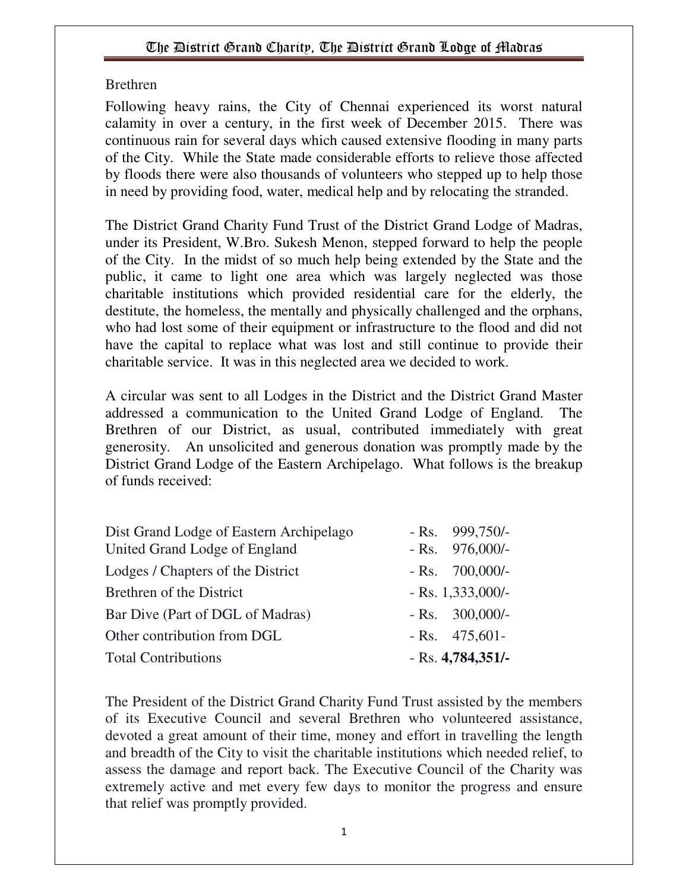Brethren

Following heavy rains, the City of Chennai experienced its worst natural calamity in over a century, in the first week of December 2015. There was continuous rain for several days which caused extensive flooding in many parts of the City. While the State made considerable efforts to relieve those affected by floods there were also thousands of volunteers who stepped up to help those in need by providing food, water, medical help and by relocating the stranded.

The District Grand Charity Fund Trust of the District Grand Lodge of Madras, under its President, W.Bro. Sukesh Menon, stepped forward to help the people of the City. In the midst of so much help being extended by the State and the public, it came to light one area which was largely neglected was those charitable institutions which provided residential care for the elderly, the destitute, the homeless, the mentally and physically challenged and the orphans, who had lost some of their equipment or infrastructure to the flood and did not have the capital to replace what was lost and still continue to provide their charitable service. It was in this neglected area we decided to work.

A circular was sent to all Lodges in the District and the District Grand Master addressed a communication to the United Grand Lodge of England. The Brethren of our District, as usual, contributed immediately with great generosity. An unsolicited and generous donation was promptly made by the District Grand Lodge of the Eastern Archipelago. What follows is the breakup of funds received:

| | |
|---|---|
| Dist Grand Lodge of Eastern Archipelago | - Rs. 999,750/- |
| United Grand Lodge of England | - Rs. 976,000/- |
| Lodges / Chapters of the District | - Rs. 700,000/- |
| Brethren of the District | - Rs. 1,333,000/- |
| Bar Dive (Part of DGL of Madras) | - Rs. 300,000/- |
| Other contribution from DGL | - Rs. 475,601- |
| Total Contributions | - Rs. **4,784,351/-** |

The President of the District Grand Charity Fund Trust assisted by the members of its Executive Council and several Brethren who volunteered assistance, devoted a great amount of their time, money and effort in travelling the length and breadth of the City to visit the charitable institutions which needed relief, to assess the damage and report back. The Executive Council of the Charity was extremely active and met every few days to monitor the progress and ensure that relief was promptly provided.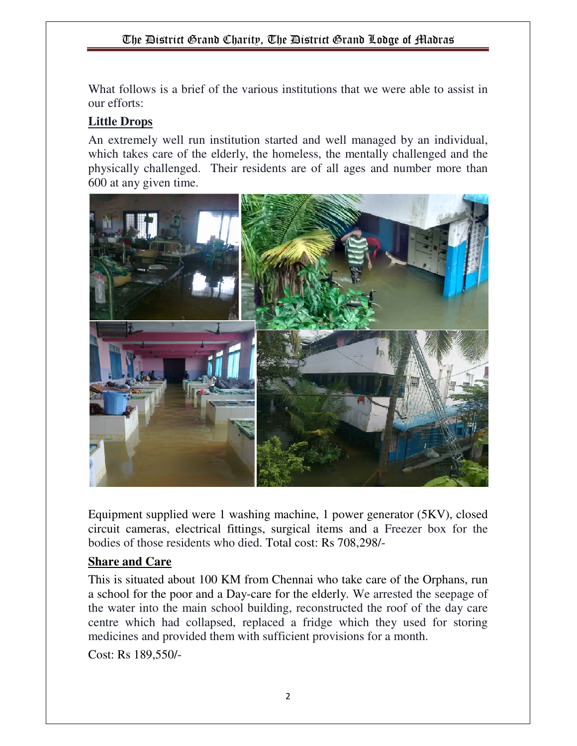What follows is a brief of the various institutions that we were able to assist in our efforts:

## Little Drops

An extremely well run institution started and well managed by an individual, which takes care of the elderly, the homeless, the mentally challenged and the physically challenged. Their residents are of all ages and number more than 600 at any given time.

Equipment supplied were 1 washing machine, 1 power generator (5KV), closed circuit cameras, electrical fittings, surgical items and a Freezer box for the bodies of those residents who died. Total cost: Rs 708,298/-

## Share and Care

This is situated about 100 KM from Chennai who take care of the Orphans, run a school for the poor and a Day-care for the elderly. We arrested the seepage of the water into the main school building, reconstructed the roof of the day care centre which had collapsed, replaced a fridge which they used for storing medicines and provided them with sufficient provisions for a month.

Cost: Rs 189,550/-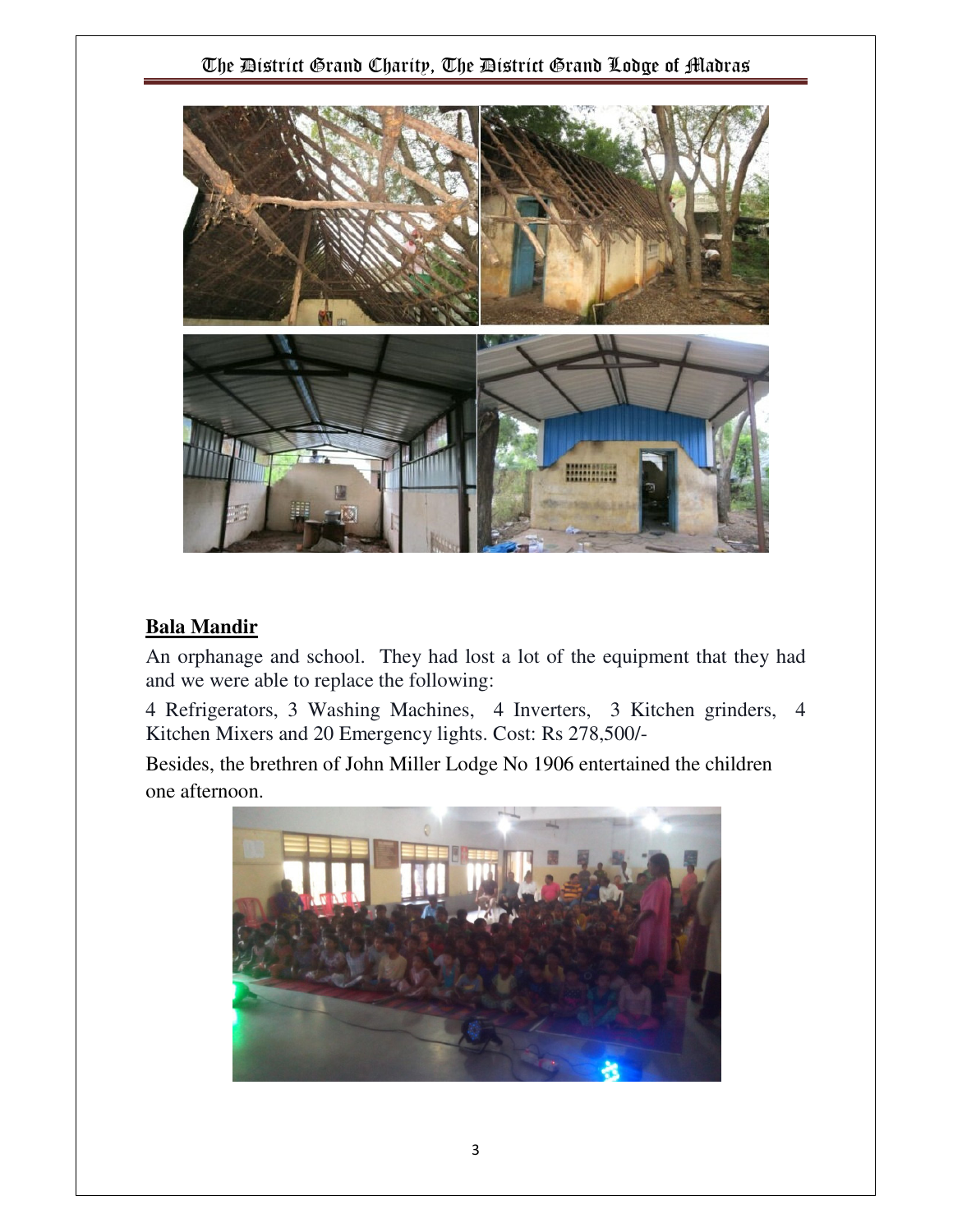## Bala Mandir

An orphanage and school. They had lost a lot of the equipment that they had and we were able to replace the following:

4 Refrigerators, 3 Washing Machines, 4 Inverters, 3 Kitchen grinders, 4 Kitchen Mixers and 20 Emergency lights. Cost: Rs 278,500/-

Besides, the brethren of John Miller Lodge No 1906 entertained the children one afternoon.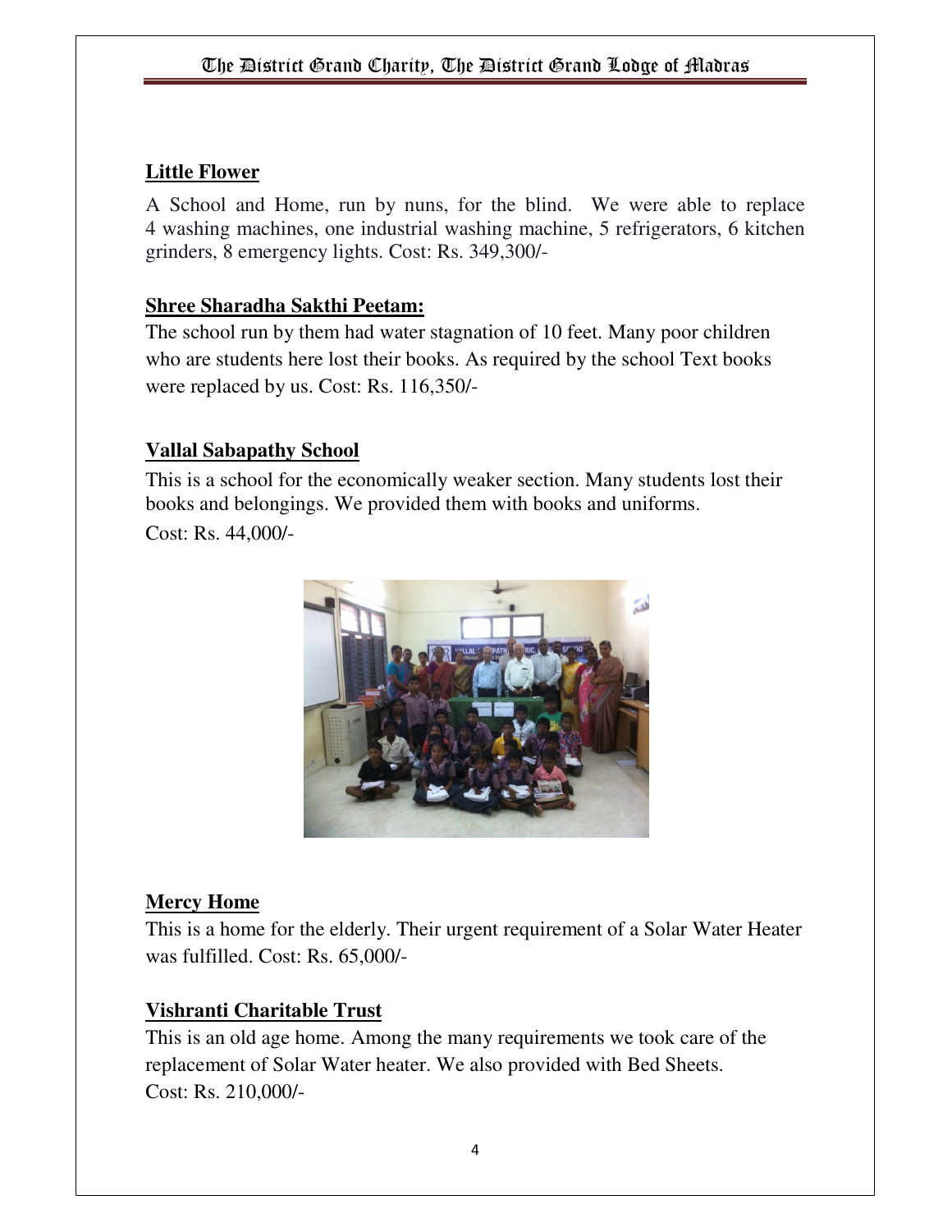**Little Flower**

A School and Home, run by nuns, for the blind. We were able to replace 4 washing machines, one industrial washing machine, 5 refrigerators, 6 kitchen grinders, 8 emergency lights. Cost: Rs. 349,300/-

**Shree Sharadha Sakthi Peetam:**

The school run by them had water stagnation of 10 feet. Many poor children who are students here lost their books. As required by the school Text books were replaced by us. Cost: Rs. 116,350/-

**Vallal Sabapathy School**

This is a school for the economically weaker section. Many students lost their books and belongings. We provided them with books and uniforms.

Cost: Rs. 44,000/-

**Mercy Home**

This is a home for the elderly. Their urgent requirement of a Solar Water Heater was fulfilled. Cost: Rs. 65,000/-

**Vishranti Charitable Trust**

This is an old age home. Among the many requirements we took care of the replacement of Solar Water heater. We also provided with Bed Sheets.

Cost: Rs. 210,000/-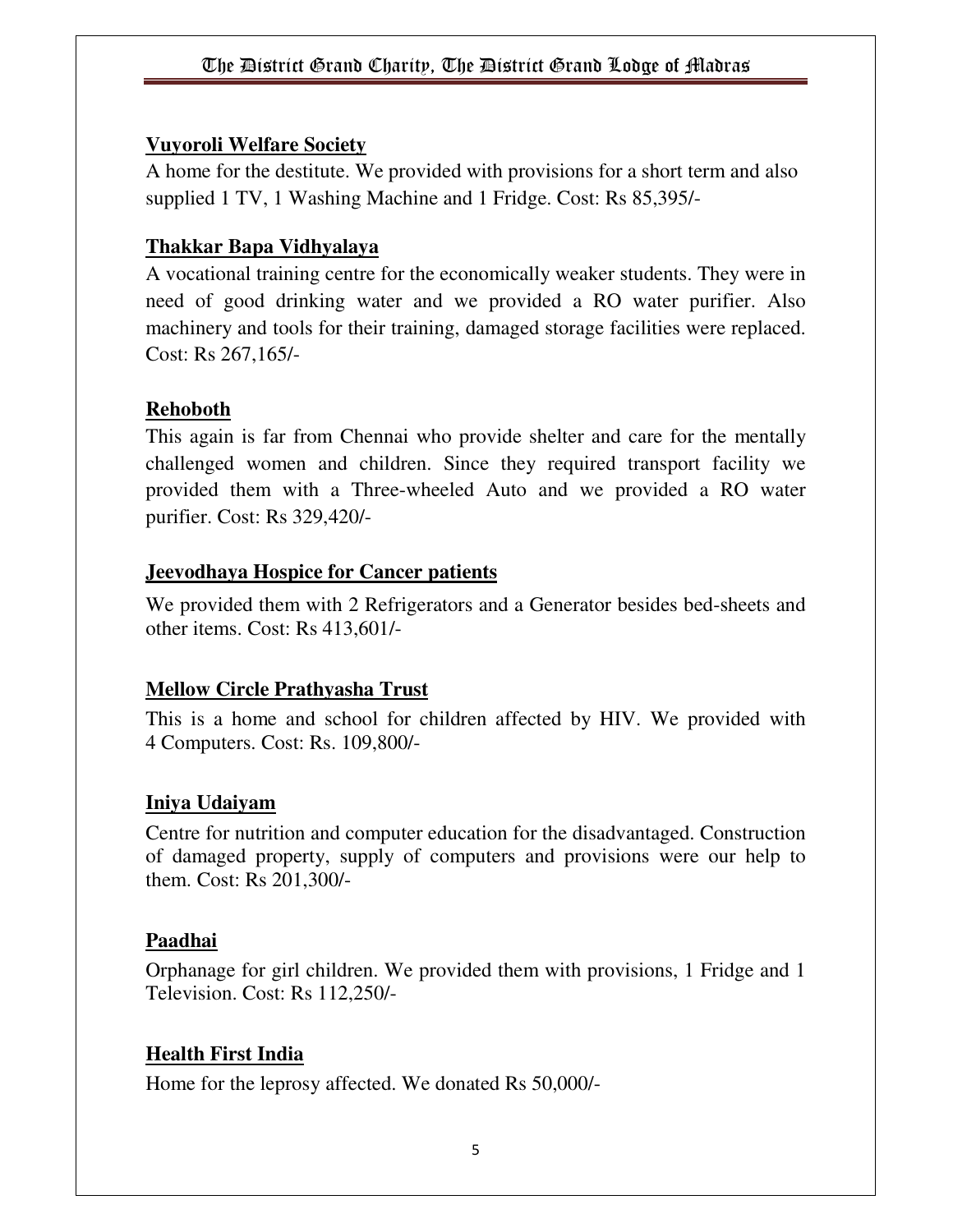**Vuyoroli Welfare Society**

A home for the destitute. We provided with provisions for a short term and also supplied 1 TV, 1 Washing Machine and 1 Fridge. Cost: Rs 85,395/-

**Thakkar Bapa Vidhyalaya**

A vocational training centre for the economically weaker students. They were in need of good drinking water and we provided a RO water purifier. Also machinery and tools for their training, damaged storage facilities were replaced. Cost: Rs 267,165/-

**Rehoboth**

This again is far from Chennai who provide shelter and care for the mentally challenged women and children. Since they required transport facility we provided them with a Three-wheeled Auto and we provided a RO water purifier. Cost: Rs 329,420/-

**Jeevodhaya Hospice for Cancer patients**

We provided them with 2 Refrigerators and a Generator besides bed-sheets and other items. Cost: Rs 413,601/-

**Mellow Circle Prathyasha Trust**

This is a home and school for children affected by HIV. We provided with 4 Computers. Cost: Rs. 109,800/-

**Iniya Udaiyam**

Centre for nutrition and computer education for the disadvantaged. Construction of damaged property, supply of computers and provisions were our help to them. Cost: Rs 201,300/-

**Paadhai**

Orphanage for girl children. We provided them with provisions, 1 Fridge and 1 Television. Cost: Rs 112,250/-

**Health First India**

Home for the leprosy affected. We donated Rs 50,000/-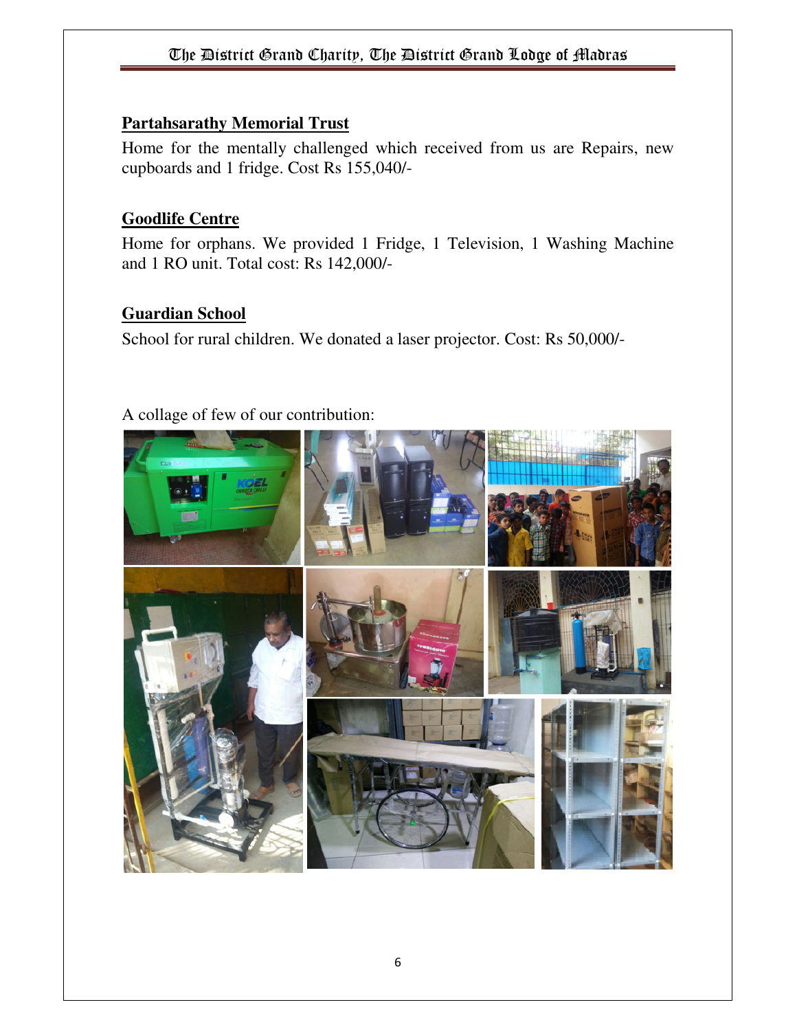## Partahsarathy Memorial Trust

Home for the mentally challenged which received from us are Repairs, new cupboards and 1 fridge. Cost Rs 155,040/-

## Goodlife Centre

Home for orphans. We provided 1 Fridge, 1 Television, 1 Washing Machine and 1 RO unit. Total cost: Rs 142,000/-

## Guardian School

School for rural children. We donated a laser projector. Cost: Rs 50,000/-

A collage of few of our contribution: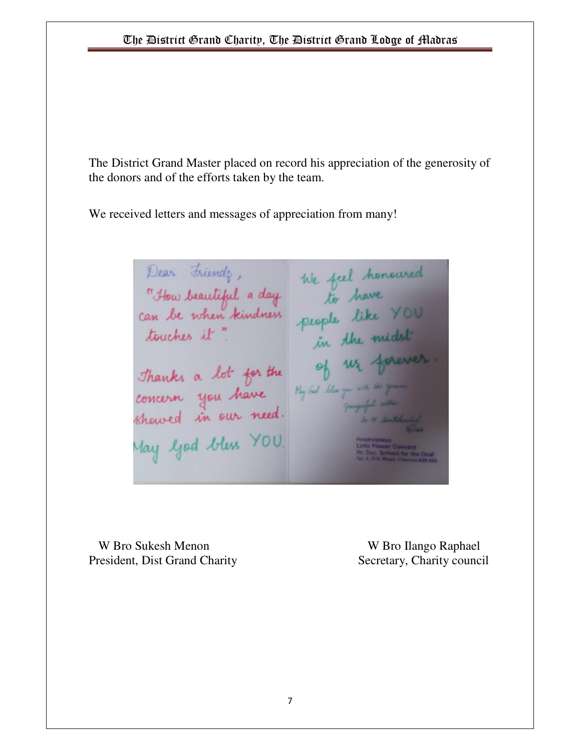The District Grand Master placed on record his appreciation of the generosity of the donors and of the efforts taken by the team.

We received letters and messages of appreciation from many!

Dear Friends,
"How beautiful a day can be when kindness touches it".

Thanks a lot for the concern you have showed in our need.
May God bless YOU.

We feel honoured to have people like YOU in the midst of us forever.

May God bless you with His graces.
Prayerful wishes.

Headmistress
Little Flower Convent
Hr. Sec. School for the Deaf
No. 4, G.N. Road, Chennai-600 006.

W Bro Sukesh Menon
President, Dist Grand Charity

W Bro Ilango Raphael
Secretary, Charity council